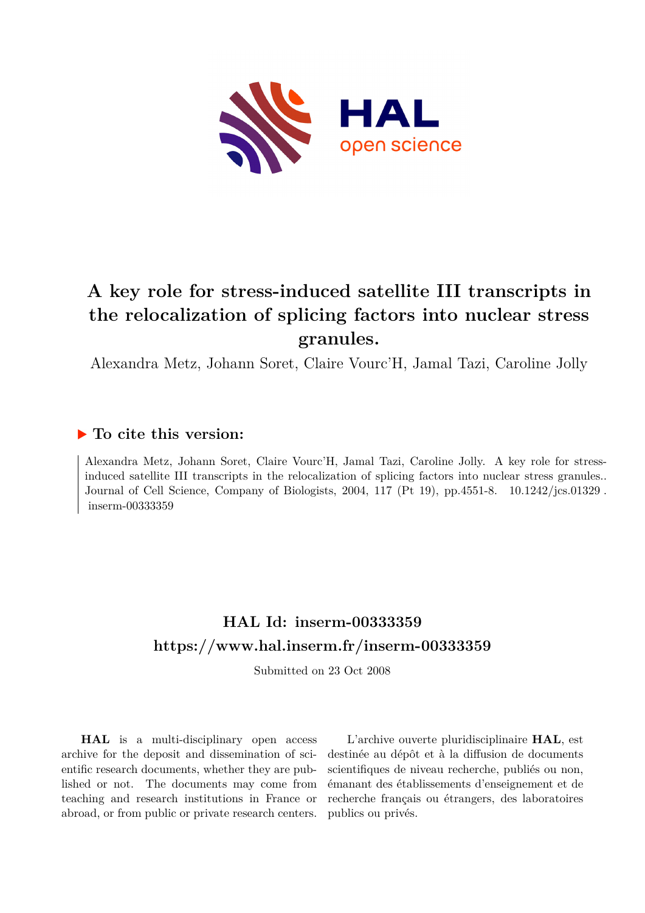# A key role for stress-induced satellite III transcripts in the relocalization of splicing factors into nuclear stress granules.

Alexandra Metz, Johann Soret, Claire Vourc'H, Jamal Tazi, Caroline Jolly

## ▶ To cite this version:

Alexandra Metz, Johann Soret, Claire Vourc'H, Jamal Tazi, Caroline Jolly. A key role for stress-induced satellite III transcripts in the relocalization of splicing factors into nuclear stress granules.. Journal of Cell Science, Company of Biologists, 2004, 117 (Pt 19), pp.4551-8. 10.1242/jcs.01329 . inserm-00333359

## HAL Id: inserm-00333359

## https://www.hal.inserm.fr/inserm-00333359

Submitted on 23 Oct 2008

**HAL** is a multi-disciplinary open access archive for the deposit and dissemination of scientific research documents, whether they are published or not. The documents may come from teaching and research institutions in France or abroad, or from public or private research centers.

L'archive ouverte pluridisciplinaire **HAL**, est destinée au dépôt et à la diffusion de documents scientifiques de niveau recherche, publiés ou non, émanant des établissements d'enseignement et de recherche français ou étrangers, des laboratoires publics ou privés.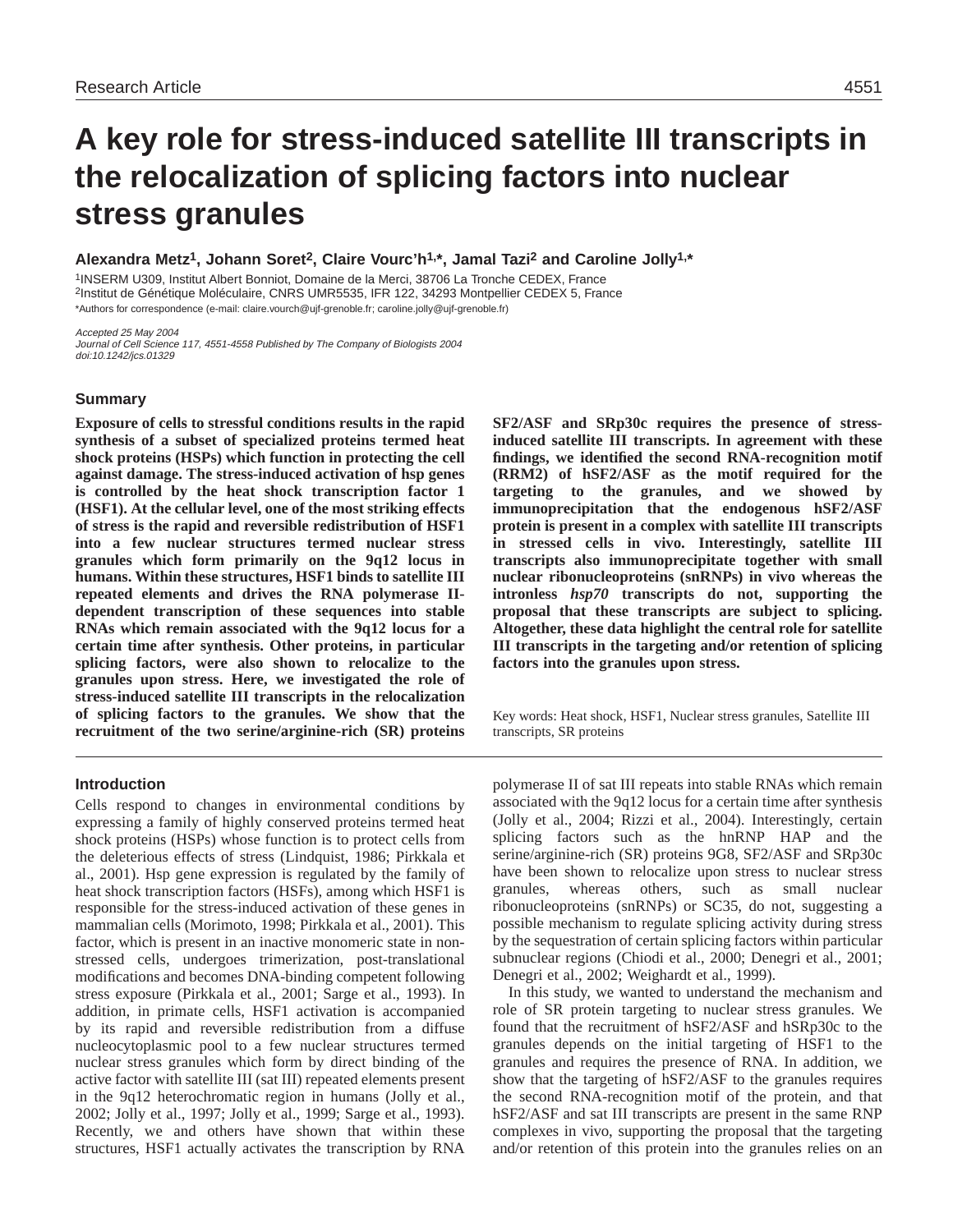# A key role for stress-induced satellite III transcripts in the relocalization of splicing factors into nuclear stress granules

**Alexandra Metz[1], Johann Soret[2], Claire Vourc'h[1,*], Jamal Tazi[2] and Caroline Jolly[1,*]**

[1]INSERM U309, Institut Albert Bonniot, Domaine de la Merci, 38706 La Tronche CEDEX, France
[2]Institut de Génétique Moléculaire, CNRS UMR5535, IFR 122, 34293 Montpellier CEDEX 5, France
*Authors for correspondence (e-mail: claire.vourch@ujf-grenoble.fr; caroline.jolly@ujf-grenoble.fr)

*Accepted 25 May 2004*
*Journal of Cell Science 117, 4551-4558 Published by The Company of Biologists 2004*
*doi:10.1242/jcs.01329*

## Summary

**Exposure of cells to stressful conditions results in the rapid synthesis of a subset of specialized proteins termed heat shock proteins (HSPs) which function in protecting the cell against damage. The stress-induced activation of hsp genes is controlled by the heat shock transcription factor 1 (HSF1). At the cellular level, one of the most striking effects of stress is the rapid and reversible redistribution of HSF1 into a few nuclear structures termed nuclear stress granules which form primarily on the 9q12 locus in humans. Within these structures, HSF1 binds to satellite III repeated elements and drives the RNA polymerase II-dependent transcription of these sequences into stable RNAs which remain associated with the 9q12 locus for a certain time after synthesis. Other proteins, in particular splicing factors, were also shown to relocalize to the granules upon stress. Here, we investigated the role of stress-induced satellite III transcripts in the relocalization of splicing factors to the granules. We show that the recruitment of the two serine/arginine-rich (SR) proteins SF2/ASF and SRp30c requires the presence of stress-induced satellite III transcripts. In agreement with these findings, we identified the second RNA-recognition motif (RRM2) of hSF2/ASF as the motif required for the targeting to the granules, and we showed by immunoprecipitation that the endogenous hSF2/ASF protein is present in a complex with satellite III transcripts in stressed cells in vivo. Interestingly, satellite III transcripts also immunoprecipitate together with small nuclear ribonucleoproteins (snRNPs) in vivo whereas the intronless *hsp70* transcripts do not, supporting the proposal that these transcripts are subject to splicing. Altogether, these data highlight the central role for satellite III transcripts in the targeting and/or retention of splicing factors into the granules upon stress.**

Key words: Heat shock, HSF1, Nuclear stress granules, Satellite III transcripts, SR proteins

## Introduction

Cells respond to changes in environmental conditions by expressing a family of highly conserved proteins termed heat shock proteins (HSPs) whose function is to protect cells from the deleterious effects of stress (Lindquist, 1986; Pirkkala et al., 2001). Hsp gene expression is regulated by the family of heat shock transcription factors (HSFs), among which HSF1 is responsible for the stress-induced activation of these genes in mammalian cells (Morimoto, 1998; Pirkkala et al., 2001). This factor, which is present in an inactive monomeric state in non-stressed cells, undergoes trimerization, post-translational modifications and becomes DNA-binding competent following stress exposure (Pirkkala et al., 2001; Sarge et al., 1993). In addition, in primate cells, HSF1 activation is accompanied by its rapid and reversible redistribution from a diffuse nucleocytoplasmic pool to a few nuclear structures termed nuclear stress granules which form by direct binding of the active factor with satellite III (sat III) repeated elements present in the 9q12 heterochromatic region in humans (Jolly et al., 2002; Jolly et al., 1997; Jolly et al., 1999; Sarge et al., 1993). Recently, we and others have shown that within these structures, HSF1 actually activates the transcription by RNA polymerase II of sat III repeats into stable RNAs which remain associated with the 9q12 locus for a certain time after synthesis (Jolly et al., 2004; Rizzi et al., 2004). Interestingly, certain splicing factors such as the hnRNP HAP and the serine/arginine-rich (SR) proteins 9G8, SF2/ASF and SRp30c have been shown to relocalize upon stress to nuclear stress granules, whereas others, such as small nuclear ribonucleoproteins (snRNPs) or SC35, do not, suggesting a possible mechanism to regulate splicing activity during stress by the sequestration of certain splicing factors within particular subnuclear regions (Chiodi et al., 2000; Denegri et al., 2001; Denegri et al., 2002; Weighardt et al., 1999).

In this study, we wanted to understand the mechanism and role of SR protein targeting to nuclear stress granules. We found that the recruitment of hSF2/ASF and hSRp30c to the granules depends on the initial targeting of HSF1 to the granules and requires the presence of RNA. In addition, we show that the targeting of hSF2/ASF to the granules requires the second RNA-recognition motif of the protein, and that hSF2/ASF and sat III transcripts are present in the same RNP complexes in vivo, supporting the proposal that the targeting and/or retention of this protein into the granules relies on an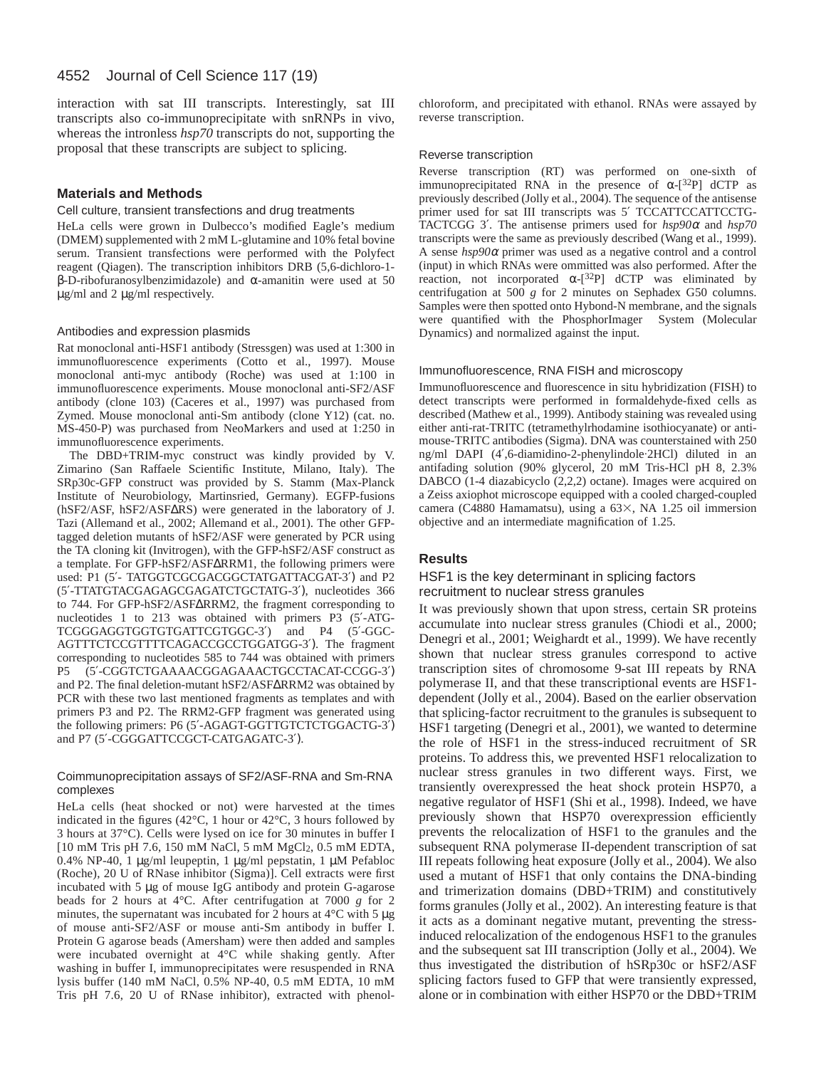interaction with sat III transcripts. Interestingly, sat III transcripts also co-immunoprecipitate with snRNPs in vivo, whereas the intronless *hsp70* transcripts do not, supporting the proposal that these transcripts are subject to splicing.

## Materials and Methods

### Cell culture, transient transfections and drug treatments

HeLa cells were grown in Dulbecco's modified Eagle's medium (DMEM) supplemented with 2 mM L-glutamine and 10% fetal bovine serum. Transient transfections were performed with the Polyfect reagent (Qiagen). The transcription inhibitors DRB (5,6-dichloro-1-β-D-ribofuranosylbenzimidazole) and α-amanitin were used at 50 μg/ml and 2 μg/ml respectively.

### Antibodies and expression plasmids

Rat monoclonal anti-HSF1 antibody (Stressgen) was used at 1:300 in immunofluorescence experiments (Cotto et al., 1997). Mouse monoclonal anti-myc antibody (Roche) was used at 1:100 in immunofluorescence experiments. Mouse monoclonal anti-SF2/ASF antibody (clone 103) (Caceres et al., 1997) was purchased from Zymed. Mouse monoclonal anti-Sm antibody (clone Y12) (cat. no. MS-450-P) was purchased from NeoMarkers and used at 1:250 in immunofluorescence experiments.

The DBD+TRIM-myc construct was kindly provided by V. Zimarino (San Raffaele Scientific Institute, Milano, Italy). The SRp30c-GFP construct was provided by S. Stamm (Max-Planck Institute of Neurobiology, Martinsried, Germany). EGFP-fusions (hSF2/ASF, hSF2/ASFΔRS) were generated in the laboratory of J. Tazi (Allemand et al., 2002; Allemand et al., 2001). The other GFP-tagged deletion mutants of hSF2/ASF were generated by PCR using the TA cloning kit (Invitrogen), with the GFP-hSF2/ASF construct as a template. For GFP-hSF2/ASFΔRRM1, the following primers were used: P1 (5′- TATGGTCGCGACGGCTATGATTACGAT-3′) and P2 (5′-TTATGTACGAGAGCGAGATCTGCTATG-3′), nucleotides 366 to 744. For GFP-hSF2/ASFΔRRM2, the fragment corresponding to nucleotides 1 to 213 was obtained with primers P3 (5′-ATG-TCGGGAGGTGGTGTGATTCGTGGC-3′) and P4 (5′-GGC-AGTTTCTCCGTTTTCAGACCGCCTGGATGG-3′). The fragment corresponding to nucleotides 585 to 744 was obtained with primers P5 (5′-CGGTCTGAAAACGGAGAAACTGCCTACAT-CCGG-3′) and P2. The final deletion-mutant hSF2/ASFΔRRM2 was obtained by PCR with these two last mentioned fragments as templates and with primers P3 and P2. The RRM2-GFP fragment was generated using the following primers: P6 (5′-AGAGT-GGTTGTCTCTGGACTG-3′) and P7 (5′-CGGGATTCCGCT-CATGAGATC-3′).

### Coimmunoprecipitation assays of SF2/ASF-RNA and Sm-RNA complexes

HeLa cells (heat shocked or not) were harvested at the times indicated in the figures (42°C, 1 hour or 42°C, 3 hours followed by 3 hours at 37°C). Cells were lysed on ice for 30 minutes in buffer I [10 mM Tris pH 7.6, 150 mM NaCl, 5 mM $MgCl_2$, 0.5 mM EDTA, 0.4% NP-40, 1 μg/ml leupeptin, 1 μg/ml pepstatin, 1 μM Pefabloc (Roche), 20 U of RNase inhibitor (Sigma)]. Cell extracts were first incubated with 5 μg of mouse IgG antibody and protein G-agarose beads for 2 hours at 4°C. After centrifugation at 7000 *g* for 2 minutes, the supernatant was incubated for 2 hours at 4°C with 5 μg of mouse anti-SF2/ASF or mouse anti-Sm antibody in buffer I. Protein G agarose beads (Amersham) were then added and samples were incubated overnight at 4°C while shaking gently. After washing in buffer I, immunoprecipitates were resuspended in RNA lysis buffer (140 mM NaCl, 0.5% NP-40, 0.5 mM EDTA, 10 mM Tris pH 7.6, 20 U of RNase inhibitor), extracted with phenol-chloroform, and precipitated with ethanol. RNAs were assayed by reverse transcription.

### Reverse transcription

Reverse transcription (RT) was performed on one-sixth of immunoprecipitated RNA in the presence of α-[$^{32}$P] dCTP as previously described (Jolly et al., 2004). The sequence of the antisense primer used for sat III transcripts was 5′ TCCATTCCATTCCTG-TACTCGG 3′. The antisense primers used for *hsp90α* and *hsp70* transcripts were the same as previously described (Wang et al., 1999). A sense *hsp90α* primer was used as a negative control and a control (input) in which RNAs were ommitted was also performed. After the reaction, not incorporated α-[$^{32}$P] dCTP was eliminated by centrifugation at 500 *g* for 2 minutes on Sephadex G50 columns. Samples were then spotted onto Hybond-N membrane, and the signals were quantified with the PhosphorImager System (Molecular Dynamics) and normalized against the input.

### Immunofluorescence, RNA FISH and microscopy

Immunofluorescence and fluorescence in situ hybridization (FISH) to detect transcripts were performed in formaldehyde-fixed cells as described (Mathew et al., 1999). Antibody staining was revealed using either anti-rat-TRITC (tetramethylrhodamine isothiocyanate) or anti-mouse-TRITC antibodies (Sigma). DNA was counterstained with 250 ng/ml DAPI (4′,6-diamidino-2-phenylindole·2HCl) diluted in an antifading solution (90% glycerol, 20 mM Tris-HCl pH 8, 2.3% DABCO (1-4 diazabicyclo (2,2,2) octane). Images were acquired on a Zeiss axiophot microscope equipped with a cooled charged-coupled camera (C4880 Hamamatsu), using a 63×, NA 1.25 oil immersion objective and an intermediate magnification of 1.25.

## Results

### HSF1 is the key determinant in splicing factors recruitment to nuclear stress granules

It was previously shown that upon stress, certain SR proteins accumulate into nuclear stress granules (Chiodi et al., 2000; Denegri et al., 2001; Weighardt et al., 1999). We have recently shown that nuclear stress granules correspond to active transcription sites of chromosome 9-sat III repeats by RNA polymerase II, and that these transcriptional events are HSF1-dependent (Jolly et al., 2004). Based on the earlier observation that splicing-factor recruitment to the granules is subsequent to HSF1 targeting (Denegri et al., 2001), we wanted to determine the role of HSF1 in the stress-induced recruitment of SR proteins. To address this, we prevented HSF1 relocalization to nuclear stress granules in two different ways. First, we transiently overexpressed the heat shock protein HSP70, a negative regulator of HSF1 (Shi et al., 1998). Indeed, we have previously shown that HSP70 overexpression efficiently prevents the relocalization of HSF1 to the granules and the subsequent RNA polymerase II-dependent transcription of sat III repeats following heat exposure (Jolly et al., 2004). We also used a mutant of HSF1 that only contains the DNA-binding and trimerization domains (DBD+TRIM) and constitutively forms granules (Jolly et al., 2002). An interesting feature is that it acts as a dominant negative mutant, preventing the stress-induced relocalization of the endogenous HSF1 to the granules and the subsequent sat III transcription (Jolly et al., 2004). We thus investigated the distribution of hSRp30c or hSF2/ASF splicing factors fused to GFP that were transiently expressed, alone or in combination with either HSP70 or the DBD+TRIM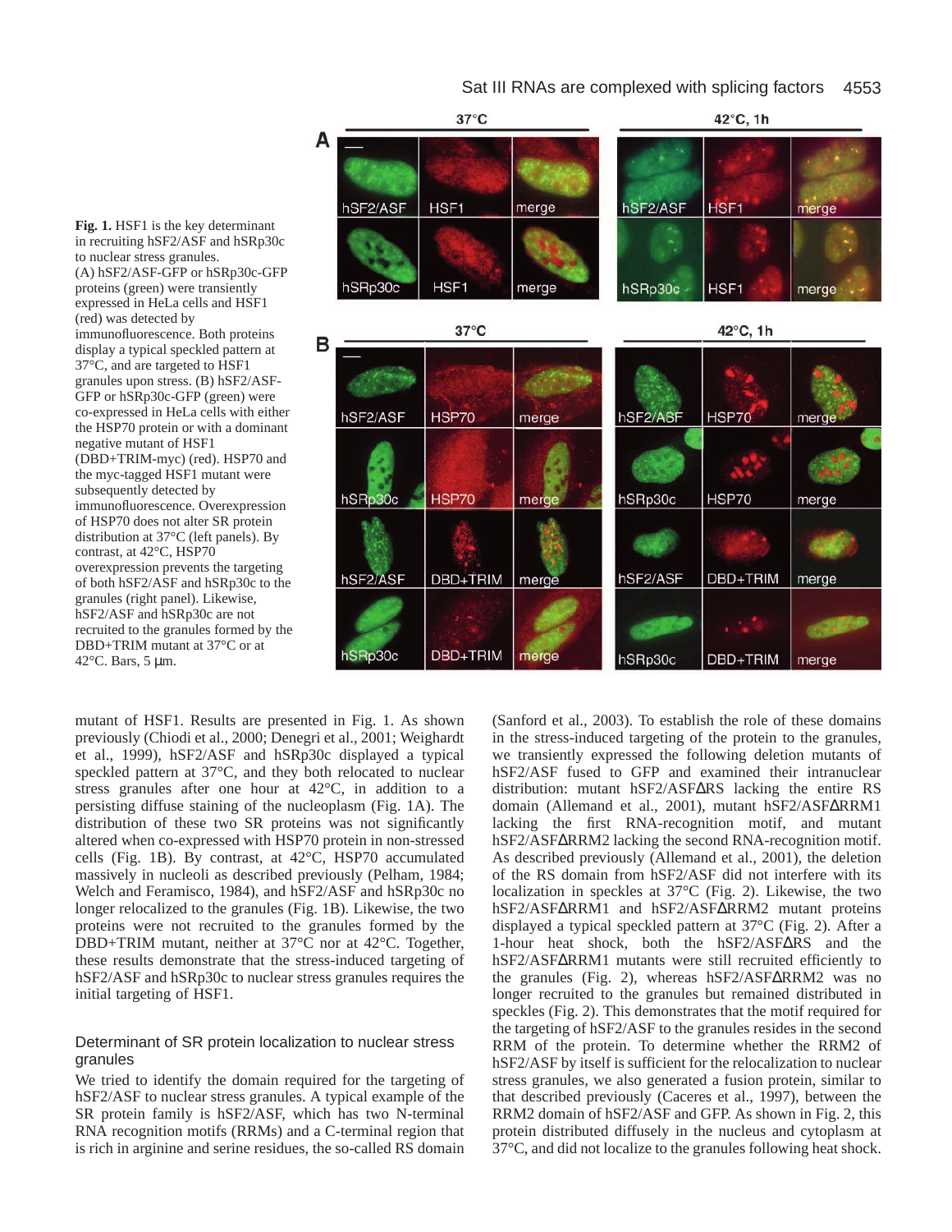**Fig. 1.** HSF1 is the key determinant in recruiting hSF2/ASF and hSRp30c to nuclear stress granules. (A) hSF2/ASF-GFP or hSRp30c-GFP proteins (green) were transiently expressed in HeLa cells and HSF1 (red) was detected by immunofluorescence. Both proteins display a typical speckled pattern at 37°C, and are targeted to HSF1 granules upon stress. (B) hSF2/ASF-GFP or hSRp30c-GFP (green) were co-expressed in HeLa cells with either the HSP70 protein or with a dominant negative mutant of HSF1 (DBD+TRIM-myc) (red). HSP70 and the myc-tagged HSF1 mutant were subsequently detected by immunofluorescence. Overexpression of HSP70 does not alter SR protein distribution at 37°C (left panels). By contrast, at 42°C, HSP70 overexpression prevents the targeting of both hSF2/ASF and hSRp30c to the granules (right panel). Likewise, hSF2/ASF and hSRp30c are not recruited to the granules formed by the DBD+TRIM mutant at 37°C or at 42°C. Bars, 5 μm.

mutant of HSF1. Results are presented in Fig. 1. As shown previously (Chiodi et al., 2000; Denegri et al., 2001; Weighardt et al., 1999), hSF2/ASF and hSRp30c displayed a typical speckled pattern at 37°C, and they both relocated to nuclear stress granules after one hour at 42°C, in addition to a persisting diffuse staining of the nucleoplasm (Fig. 1A). The distribution of these two SR proteins was not significantly altered when co-expressed with HSP70 protein in non-stressed cells (Fig. 1B). By contrast, at 42°C, HSP70 accumulated massively in nucleoli as described previously (Pelham, 1984; Welch and Feramisco, 1984), and hSF2/ASF and hSRp30c no longer relocalized to the granules (Fig. 1B). Likewise, the two proteins were not recruited to the granules formed by the DBD+TRIM mutant, neither at 37°C nor at 42°C. Together, these results demonstrate that the stress-induced targeting of hSF2/ASF and hSRp30c to nuclear stress granules requires the initial targeting of HSF1.

## Determinant of SR protein localization to nuclear stress granules

We tried to identify the domain required for the targeting of hSF2/ASF to nuclear stress granules. A typical example of the SR protein family is hSF2/ASF, which has two N-terminal RNA recognition motifs (RRMs) and a C-terminal region that is rich in arginine and serine residues, the so-called RS domain (Sanford et al., 2003). To establish the role of these domains in the stress-induced targeting of the protein to the granules, we transiently expressed the following deletion mutants of hSF2/ASF fused to GFP and examined their intranuclear distribution: mutant hSF2/ASFΔRS lacking the entire RS domain (Allemand et al., 2001), mutant hSF2/ASFΔRRM1 lacking the first RNA-recognition motif, and mutant hSF2/ASFΔRRM2 lacking the second RNA-recognition motif. As described previously (Allemand et al., 2001), the deletion of the RS domain from hSF2/ASF did not interfere with its localization in speckles at 37°C (Fig. 2). Likewise, the two hSF2/ASFΔRRM1 and hSF2/ASFΔRRM2 mutant proteins displayed a typical speckled pattern at 37°C (Fig. 2). After a 1-hour heat shock, both the hSF2/ASFΔRS and the hSF2/ASFΔRRM1 mutants were still recruited efficiently to the granules (Fig. 2), whereas hSF2/ASFΔRRM2 was no longer recruited to the granules but remained distributed in speckles (Fig. 2). This demonstrates that the motif required for the targeting of hSF2/ASF to the granules resides in the second RRM of the protein. To determine whether the RRM2 of hSF2/ASF by itself is sufficient for the relocalization to nuclear stress granules, we also generated a fusion protein, similar to that described previously (Caceres et al., 1997), between the RRM2 domain of hSF2/ASF and GFP. As shown in Fig. 2, this protein distributed diffusely in the nucleus and cytoplasm at 37°C, and did not localize to the granules following heat shock.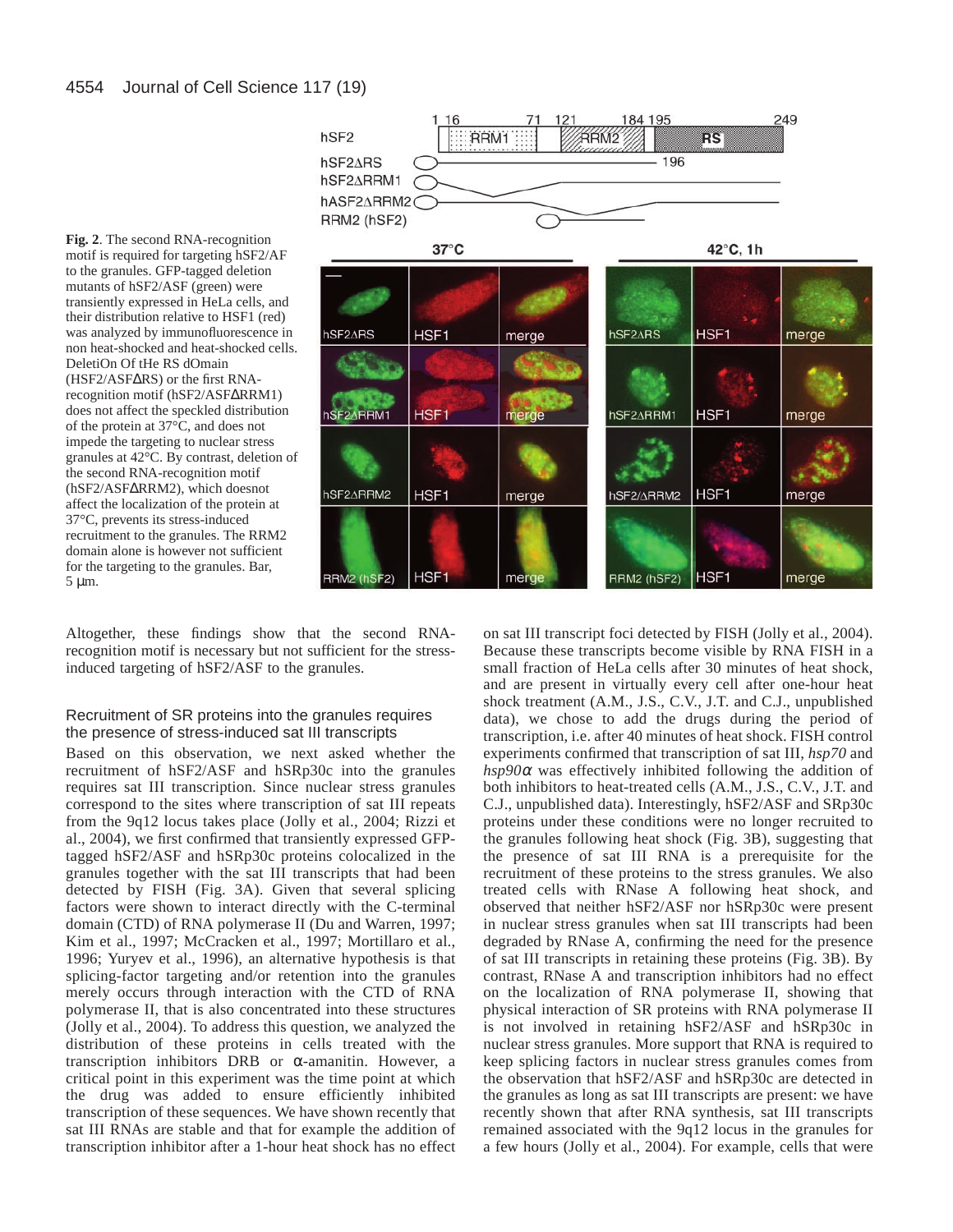**Fig. 2**. The second RNA-recognition motif is required for targeting hSF2/AF to the granules. GFP-tagged deletion mutants of hSF2/ASF (green) were transiently expressed in HeLa cells, and their distribution relative to HSF1 (red) was analyzed by immunofluorescence in non heat-shocked and heat-shocked cells. DeletiOn Of tHe RS dOmain (HSF2/ASFΔRS) or the first RNA-recognition motif (hSF2/ASFΔRRM1) does not affect the speckled distribution of the protein at 37°C, and does not impede the targeting to nuclear stress granules at 42°C. By contrast, deletion of the second RNA-recognition motif (hSF2/ASFΔRRM2), which doesnot affect the localization of the protein at 37°C, prevents its stress-induced recruitment to the granules. The RRM2 domain alone is however not sufficient for the targeting to the granules. Bar, 5 μm.

Altogether, these findings show that the second RNA-recognition motif is necessary but not sufficient for the stress-induced targeting of hSF2/ASF to the granules.

### Recruitment of SR proteins into the granules requires the presence of stress-induced sat III transcripts

Based on this observation, we next asked whether the recruitment of hSF2/ASF and hSRp30c into the granules requires sat III transcription. Since nuclear stress granules correspond to the sites where transcription of sat III repeats from the 9q12 locus takes place (Jolly et al., 2004; Rizzi et al., 2004), we first confirmed that transiently expressed GFP-tagged hSF2/ASF and hSRp30c proteins colocalized in the granules together with the sat III transcripts that had been detected by FISH (Fig. 3A). Given that several splicing factors were shown to interact directly with the C-terminal domain (CTD) of RNA polymerase II (Du and Warren, 1997; Kim et al., 1997; McCracken et al., 1997; Mortillaro et al., 1996; Yuryev et al., 1996), an alternative hypothesis is that splicing-factor targeting and/or retention into the granules merely occurs through interaction with the CTD of RNA polymerase II, that is also concentrated into these structures (Jolly et al., 2004). To address this question, we analyzed the distribution of these proteins in cells treated with the transcription inhibitors DRB or α-amanitin. However, a critical point in this experiment was the time point at which the drug was added to ensure efficiently inhibited transcription of these sequences. We have shown recently that sat III RNAs are stable and that for example the addition of transcription inhibitor after a 1-hour heat shock has no effect on sat III transcript foci detected by FISH (Jolly et al., 2004). Because these transcripts become visible by RNA FISH in a small fraction of HeLa cells after 30 minutes of heat shock, and are present in virtually every cell after one-hour heat shock treatment (A.M., J.S., C.V., J.T. and C.J., unpublished data), we chose to add the drugs during the period of transcription, i.e. after 40 minutes of heat shock. FISH control experiments confirmed that transcription of sat III, *hsp70* and *hsp90α* was effectively inhibited following the addition of both inhibitors to heat-treated cells (A.M., J.S., C.V., J.T. and C.J., unpublished data). Interestingly, hSF2/ASF and SRp30c proteins under these conditions were no longer recruited to the granules following heat shock (Fig. 3B), suggesting that the presence of sat III RNA is a prerequisite for the recruitment of these proteins to the stress granules. We also treated cells with RNase A following heat shock, and observed that neither hSF2/ASF nor hSRp30c were present in nuclear stress granules when sat III transcripts had been degraded by RNase A, confirming the need for the presence of sat III transcripts in retaining these proteins (Fig. 3B). By contrast, RNase A and transcription inhibitors had no effect on the localization of RNA polymerase II, showing that physical interaction of SR proteins with RNA polymerase II is not involved in retaining hSF2/ASF and hSRp30c in nuclear stress granules. More support that RNA is required to keep splicing factors in nuclear stress granules comes from the observation that hSF2/ASF and hSRp30c are detected in the granules as long as sat III transcripts are present: we have recently shown that after RNA synthesis, sat III transcripts remained associated with the 9q12 locus in the granules for a few hours (Jolly et al., 2004). For example, cells that were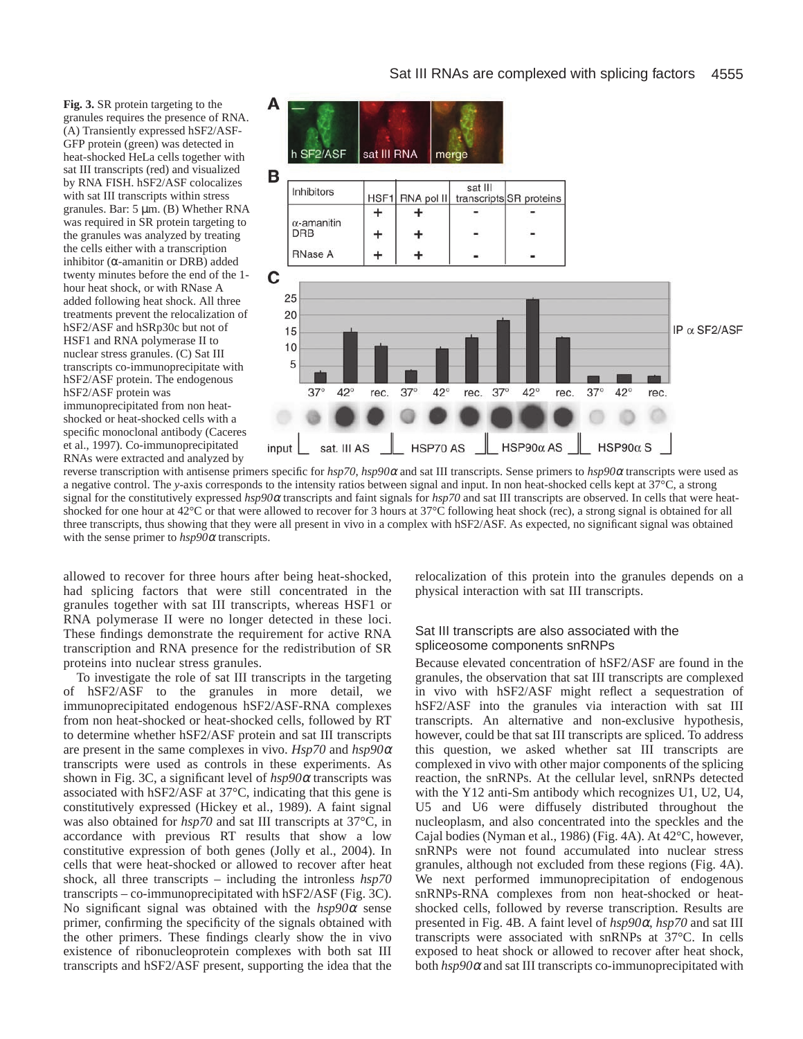**Fig. 3.** SR protein targeting to the granules requires the presence of RNA. (A) Transiently expressed hSF2/ASF-GFP protein (green) was detected in heat-shocked HeLa cells together with sat III transcripts (red) and visualized by RNA FISH. hSF2/ASF colocalizes with sat III transcripts within stress granules. Bar: 5 μm. (B) Whether RNA was required in SR protein targeting to the granules was analyzed by treating the cells either with a transcription inhibitor (α-amanitin or DRB) added twenty minutes before the end of the 1-hour heat shock, or with RNase A added following heat shock. All three treatments prevent the relocalization of hSF2/ASF and hSRp30c but not of HSF1 and RNA polymerase II to nuclear stress granules. (C) Sat III transcripts co-immunoprecipitate with hSF2/ASF protein. The endogenous hSF2/ASF protein was immunoprecipitated from non heat-shocked or heat-shocked cells with a specific monoclonal antibody (Caceres et al., 1997). Co-immunoprecipitated RNAs were extracted and analyzed by reverse transcription with antisense primers specific for *hsp70*, *hsp90α* and sat III transcripts. Sense primers to *hsp90α* transcripts were used as a negative control. The *y*-axis corresponds to the intensity ratios between signal and input. In non heat-shocked cells kept at 37°C, a strong signal for the constitutively expressed *hsp90α* transcripts and faint signals for *hsp70* and sat III transcripts are observed. In cells that were heat-shocked for one hour at 42°C or that were allowed to recover for 3 hours at 37°C following heat shock (rec), a strong signal is obtained for all three transcripts, thus showing that they were all present in vivo in a complex with hSF2/ASF. As expected, no significant signal was obtained with the sense primer to *hsp90α* transcripts.

| Inhibitors | HSF1 | RNA pol II | sat III transcripts | SR proteins |
|---|---|---|---|---|
| α-amanitin | + | + | - | - |
| DRB | + | + | - | - |
| RNase A | + | + | - | - |

allowed to recover for three hours after being heat-shocked, had splicing factors that were still concentrated in the granules together with sat III transcripts, whereas HSF1 or RNA polymerase II were no longer detected in these loci. These findings demonstrate the requirement for active RNA transcription and RNA presence for the redistribution of SR proteins into nuclear stress granules.

To investigate the role of sat III transcripts in the targeting of hSF2/ASF to the granules in more detail, we immunoprecipitated endogenous hSF2/ASF-RNA complexes from non heat-shocked or heat-shocked cells, followed by RT to determine whether hSF2/ASF protein and sat III transcripts are present in the same complexes in vivo. *Hsp70* and *hsp90α* transcripts were used as controls in these experiments. As shown in Fig. 3C, a significant level of *hsp90α* transcripts was associated with hSF2/ASF at 37°C, indicating that this gene is constitutively expressed (Hickey et al., 1989). A faint signal was also obtained for *hsp70* and sat III transcripts at 37°C, in accordance with previous RT results that show a low constitutive expression of both genes (Jolly et al., 2004). In cells that were heat-shocked or allowed to recover after heat shock, all three transcripts – including the intronless *hsp70* transcripts – co-immunoprecipitated with hSF2/ASF (Fig. 3C). No significant signal was obtained with the *hsp90α* sense primer, confirming the specificity of the signals obtained with the other primers. These findings clearly show the in vivo existence of ribonucleoprotein complexes with both sat III transcripts and hSF2/ASF present, supporting the idea that the relocalization of this protein into the granules depends on a physical interaction with sat III transcripts.

### Sat III transcripts are also associated with the spliceosome components snRNPs

Because elevated concentration of hSF2/ASF are found in the granules, the observation that sat III transcripts are complexed in vivo with hSF2/ASF might reflect a sequestration of hSF2/ASF into the granules via interaction with sat III transcripts. An alternative and non-exclusive hypothesis, however, could be that sat III transcripts are spliced. To address this question, we asked whether sat III transcripts are complexed in vivo with other major components of the splicing reaction, the snRNPs. At the cellular level, snRNPs detected with the Y12 anti-Sm antibody which recognizes U1, U2, U4, U5 and U6 were diffusely distributed throughout the nucleoplasm, and also concentrated into the speckles and the Cajal bodies (Nyman et al., 1986) (Fig. 4A). At 42°C, however, snRNPs were not found accumulated into nuclear stress granules, although not excluded from these regions (Fig. 4A). We next performed immunoprecipitation of endogenous snRNPs-RNA complexes from non heat-shocked or heat-shocked cells, followed by reverse transcription. Results are presented in Fig. 4B. A faint level of *hsp90α*, *hsp70* and sat III transcripts were associated with snRNPs at 37°C. In cells exposed to heat shock or allowed to recover after heat shock, both *hsp90α* and sat III transcripts co-immunoprecipitated with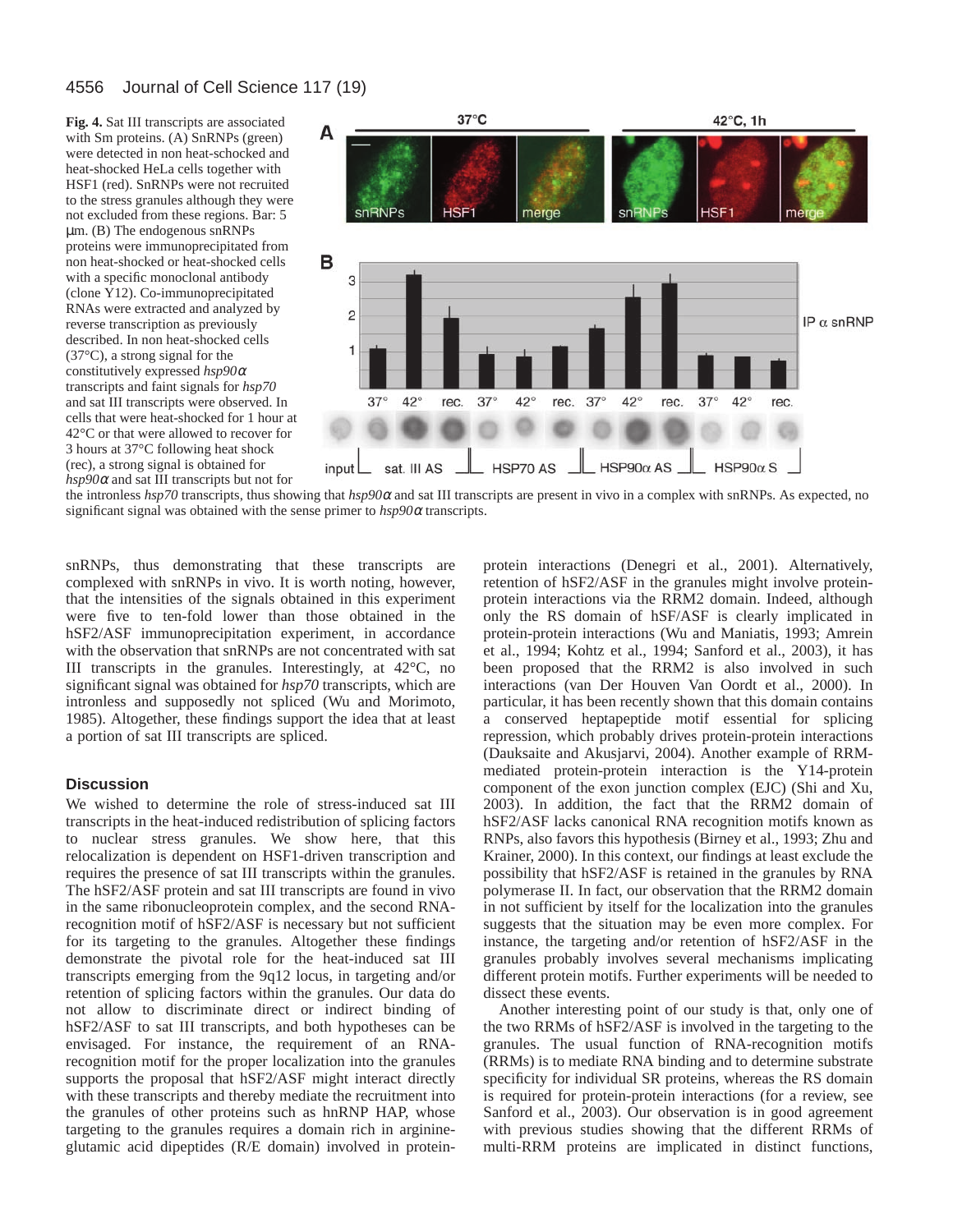**Fig. 4.** Sat III transcripts are associated with Sm proteins. (A) SnRNPs (green) were detected in non heat-schocked and heat-shocked HeLa cells together with HSF1 (red). SnRNPs were not recruited to the stress granules although they were not excluded from these regions. Bar: 5 µm. (B) The endogenous snRNPs proteins were immunoprecipitated from non heat-shocked or heat-shocked cells with a specific monoclonal antibody (clone Y12). Co-immunoprecipitated RNAs were extracted and analyzed by reverse transcription as previously described. In non heat-shocked cells (37°C), a strong signal for the constitutively expressed *hsp90α* transcripts and faint signals for *hsp70* and sat III transcripts were observed. In cells that were heat-shocked for 1 hour at 42°C or that were allowed to recover for 3 hours at 37°C following heat shock (rec), a strong signal is obtained for *hsp90α* and sat III transcripts but not for the intronless *hsp70* transcripts, thus showing that *hsp90α* and sat III transcripts are present in vivo in a complex with snRNPs. As expected, no significant signal was obtained with the sense primer to *hsp90α* transcripts.

snRNPs, thus demonstrating that these transcripts are complexed with snRNPs in vivo. It is worth noting, however, that the intensities of the signals obtained in this experiment were five to ten-fold lower than those obtained in the hSF2/ASF immunoprecipitation experiment, in accordance with the observation that snRNPs are not concentrated with sat III transcripts in the granules. Interestingly, at 42°C, no significant signal was obtained for *hsp70* transcripts, which are intronless and supposedly not spliced (Wu and Morimoto, 1985). Altogether, these findings support the idea that at least a portion of sat III transcripts are spliced.

## Discussion

We wished to determine the role of stress-induced sat III transcripts in the heat-induced redistribution of splicing factors to nuclear stress granules. We show here, that this relocalization is dependent on HSF1-driven transcription and requires the presence of sat III transcripts within the granules. The hSF2/ASF protein and sat III transcripts are found in vivo in the same ribonucleoprotein complex, and the second RNA-recognition motif of hSF2/ASF is necessary but not sufficient for its targeting to the granules. Altogether these findings demonstrate the pivotal role for the heat-induced sat III transcripts emerging from the 9q12 locus, in targeting and/or retention of splicing factors within the granules. Our data do not allow to discriminate direct or indirect binding of hSF2/ASF to sat III transcripts, and both hypotheses can be envisaged. For instance, the requirement of an RNA-recognition motif for the proper localization into the granules supports the proposal that hSF2/ASF might interact directly with these transcripts and thereby mediate the recruitment into the granules of other proteins such as hnRNP HAP, whose targeting to the granules requires a domain rich in arginine-glutamic acid dipeptides (R/E domain) involved in protein-protein interactions (Denegri et al., 2001). Alternatively, retention of hSF2/ASF in the granules might involve protein-protein interactions via the RRM2 domain. Indeed, although only the RS domain of hSF2/ASF is clearly implicated in protein-protein interactions (Wu and Maniatis, 1993; Amrein et al., 1994; Kohtz et al., 1994; Sanford et al., 2003), it has been proposed that the RRM2 is also involved in such interactions (van Der Houven Van Oordt et al., 2000). In particular, it has been recently shown that this domain contains a conserved heptapeptide motif essential for splicing repression, which probably drives protein-protein interactions (Dauksaite and Akusjarvi, 2004). Another example of RRM-mediated protein-protein interaction is the Y14-protein component of the exon junction complex (EJC) (Shi and Xu, 2003). In addition, the fact that the RRM2 domain of hSF2/ASF lacks canonical RNA recognition motifs known as RNPs, also favors this hypothesis (Birney et al., 1993; Zhu and Krainer, 2000). In this context, our findings at least exclude the possibility that hSF2/ASF is retained in the granules by RNA polymerase II. In fact, our observation that the RRM2 domain in not sufficient by itself for the localization into the granules suggests that the situation may be even more complex. For instance, the targeting and/or retention of hSF2/ASF in the granules probably involves several mechanisms implicating different protein motifs. Further experiments will be needed to dissect these events.

Another interesting point of our study is that, only one of the two RRMs of hSF2/ASF is involved in the targeting to the granules. The usual function of RNA-recognition motifs (RRMs) is to mediate RNA binding and to determine substrate specificity for individual SR proteins, whereas the RS domain is required for protein-protein interactions (for a review, see Sanford et al., 2003). Our observation is in good agreement with previous studies showing that the different RRMs of multi-RRM proteins are implicated in distinct functions,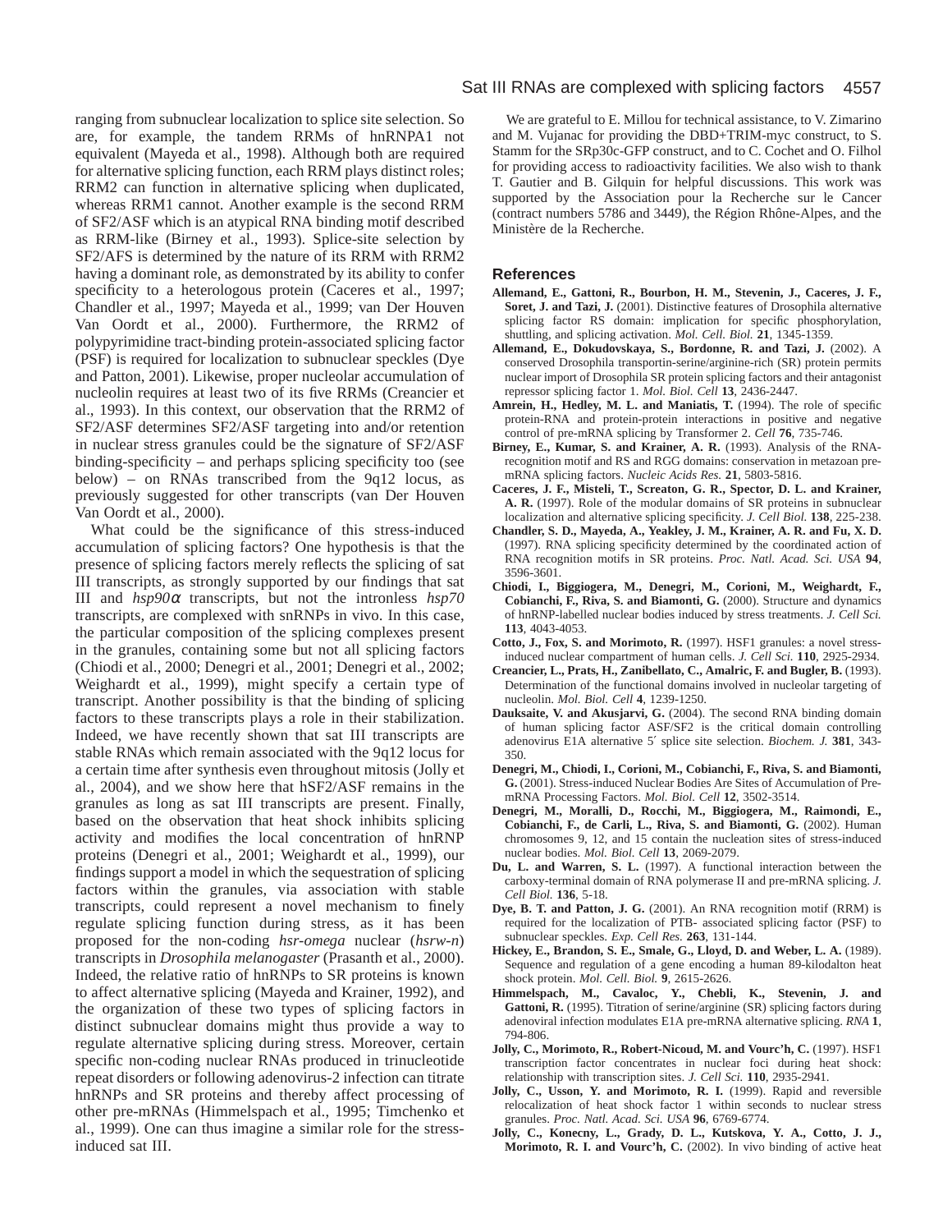ranging from subnuclear localization to splice site selection. So are, for example, the tandem RRMs of hnRNPA1 not equivalent (Mayeda et al., 1998). Although both are required for alternative splicing function, each RRM plays distinct roles; RRM2 can function in alternative splicing when duplicated, whereas RRM1 cannot. Another example is the second RRM of SF2/ASF which is an atypical RNA binding motif described as RRM-like (Birney et al., 1993). Splice-site selection by SF2/AFS is determined by the nature of its RRM with RRM2 having a dominant role, as demonstrated by its ability to confer specificity to a heterologous protein (Caceres et al., 1997; Chandler et al., 1997; Mayeda et al., 1999; van Der Houven Van Oordt et al., 2000). Furthermore, the RRM2 of polypyrimidine tract-binding protein-associated splicing factor (PSF) is required for localization to subnuclear speckles (Dye and Patton, 2001). Likewise, proper nucleolar accumulation of nucleolin requires at least two of its five RRMs (Creancier et al., 1993). In this context, our observation that the RRM2 of SF2/ASF determines SF2/ASF targeting into and/or retention in nuclear stress granules could be the signature of SF2/ASF binding-specificity – and perhaps splicing specificity too (see below) – on RNAs transcribed from the 9q12 locus, as previously suggested for other transcripts (van Der Houven Van Oordt et al., 2000).

What could be the significance of this stress-induced accumulation of splicing factors? One hypothesis is that the presence of splicing factors merely reflects the splicing of sat III transcripts, as strongly supported by our findings that sat III and *hsp90α* transcripts, but not the intronless *hsp70* transcripts, are complexed with snRNPs in vivo. In this case, the particular composition of the splicing complexes present in the granules, containing some but not all splicing factors (Chiodi et al., 2000; Denegri et al., 2001; Denegri et al., 2002; Weighardt et al., 1999), might specify a certain type of transcript. Another possibility is that the binding of splicing factors to these transcripts plays a role in their stabilization. Indeed, we have recently shown that sat III transcripts are stable RNAs which remain associated with the 9q12 locus for a certain time after synthesis even throughout mitosis (Jolly et al., 2004), and we show here that hSF2/ASF remains in the granules as long as sat III transcripts are present. Finally, based on the observation that heat shock inhibits splicing activity and modifies the local concentration of hnRNP proteins (Denegri et al., 2001; Weighardt et al., 1999), our findings support a model in which the sequestration of splicing factors within the granules, via association with stable transcripts, could represent a novel mechanism to finely regulate splicing function during stress, as it has been proposed for the non-coding *hsr-omega* nuclear (*hsrw-n*) transcripts in *Drosophila melanogaster* (Prasanth et al., 2000). Indeed, the relative ratio of hnRNPs to SR proteins is known to affect alternative splicing (Mayeda and Krainer, 1992), and the organization of these two types of splicing factors in distinct subnuclear domains might thus provide a way to regulate alternative splicing during stress. Moreover, certain specific non-coding nuclear RNAs produced in trinucleotide repeat disorders or following adenovirus-2 infection can titrate hnRNPs and SR proteins and thereby affect processing of other pre-mRNAs (Himmelspach et al., 1995; Timchenko et al., 1999). One can thus imagine a similar role for the stress-induced sat III.

We are grateful to E. Millou for technical assistance, to V. Zimarino and M. Vujanac for providing the DBD+TRIM-myc construct, to S. Stamm for the SRp30c-GFP construct, and to C. Cochet and O. Filhol for providing access to radioactivity facilities. We also wish to thank T. Gautier and B. Gilquin for helpful discussions. This work was supported by the Association pour la Recherche sur le Cancer (contract numbers 5786 and 3449), the Région Rhône-Alpes, and the Ministère de la Recherche.

## References

**Allemand, E., Gattoni, R., Bourbon, H. M., Stevenin, J., Caceres, J. F., Soret, J. and Tazi, J.** (2001). Distinctive features of Drosophila alternative splicing factor RS domain: implication for specific phosphorylation, shuttling, and splicing activation. *Mol. Cell. Biol.* **21**, 1345-1359.

**Allemand, E., Dokudovskaya, S., Bordonne, R. and Tazi, J.** (2002). A conserved Drosophila transportin-serine/arginine-rich (SR) protein permits nuclear import of Drosophila SR protein splicing factors and their antagonist repressor splicing factor 1. *Mol. Biol. Cell* **13**, 2436-2447.

**Amrein, H., Hedley, M. L. and Maniatis, T.** (1994). The role of specific protein-RNA and protein-protein interactions in positive and negative control of pre-mRNA splicing by Transformer 2. *Cell* **76**, 735-746.

**Birney, E., Kumar, S. and Krainer, A. R.** (1993). Analysis of the RNA-recognition motif and RS and RGG domains: conservation in metazoan pre-mRNA splicing factors. *Nucleic Acids Res.* **21**, 5803-5816.

**Caceres, J. F., Misteli, T., Screaton, G. R., Spector, D. L. and Krainer, A. R.** (1997). Role of the modular domains of SR proteins in subnuclear localization and alternative splicing specificity. *J. Cell Biol.* **138**, 225-238.

**Chandler, S. D., Mayeda, A., Yeakley, J. M., Krainer, A. R. and Fu, X. D.** (1997). RNA splicing specificity determined by the coordinated action of RNA recognition motifs in SR proteins. *Proc. Natl. Acad. Sci. USA* **94**, 3596-3601.

**Chiodi, I., Biggiogera, M., Denegri, M., Corioni, M., Weighardt, F., Cobianchi, F., Riva, S. and Biamonti, G.** (2000). Structure and dynamics of hnRNP-labelled nuclear bodies induced by stress treatments. *J. Cell Sci.* **113**, 4043-4053.

**Cotto, J., Fox, S. and Morimoto, R.** (1997). HSF1 granules: a novel stress-induced nuclear compartment of human cells. *J. Cell Sci.* **110**, 2925-2934.

**Creancier, L., Prats, H., Zanibellato, C., Amalric, F. and Bugler, B.** (1993). Determination of the functional domains involved in nucleolar targeting of nucleolin. *Mol. Biol. Cell* **4**, 1239-1250.

**Dauksaite, V. and Akusjarvi, G.** (2004). The second RNA binding domain of human splicing factor ASF/SF2 is the critical domain controlling adenovirus E1A alternative 5′ splice site selection. *Biochem. J.* **381**, 343-350.

**Denegri, M., Chiodi, I., Corioni, M., Cobianchi, F., Riva, S. and Biamonti, G.** (2001). Stress-induced Nuclear Bodies Are Sites of Accumulation of Pre-mRNA Processing Factors. *Mol. Biol. Cell* **12**, 3502-3514.

**Denegri, M., Moralli, D., Rocchi, M., Biggiogera, M., Raimondi, E., Cobianchi, F., de Carli, L., Riva, S. and Biamonti, G.** (2002). Human chromosomes 9, 12, and 15 contain the nucleation sites of stress-induced nuclear bodies. *Mol. Biol. Cell* **13**, 2069-2079.

**Du, L. and Warren, S. L.** (1997). A functional interaction between the carboxy-terminal domain of RNA polymerase II and pre-mRNA splicing. *J. Cell Biol.* **136**, 5-18.

**Dye, B. T. and Patton, J. G.** (2001). An RNA recognition motif (RRM) is required for the localization of PTB- associated splicing factor (PSF) to subnuclear speckles. *Exp. Cell Res.* **263**, 131-144.

**Hickey, E., Brandon, S. E., Smale, G., Lloyd, D. and Weber, L. A.** (1989). Sequence and regulation of a gene encoding a human 89-kilodalton heat shock protein. *Mol. Cell. Biol.* **9**, 2615-2626.

**Himmelspach, M., Cavaloc, Y., Chebli, K., Stevenin, J. and Gattoni, R.** (1995). Titration of serine/arginine (SR) splicing factors during adenoviral infection modulates E1A pre-mRNA alternative splicing. *RNA* **1**, 794-806.

**Jolly, C., Morimoto, R., Robert-Nicoud, M. and Vourc'h, C.** (1997). HSF1 transcription factor concentrates in nuclear foci during heat shock: relationship with transcription sites. *J. Cell Sci.* **110**, 2935-2941.

**Jolly, C., Usson, Y. and Morimoto, R. I.** (1999). Rapid and reversible relocalization of heat shock factor 1 within seconds to nuclear stress granules. *Proc. Natl. Acad. Sci. USA* **96**, 6769-6774.

**Jolly, C., Konecny, L., Grady, D. L., Kutskova, Y. A., Cotto, J. J., Morimoto, R. I. and Vourc'h, C.** (2002). In vivo binding of active heat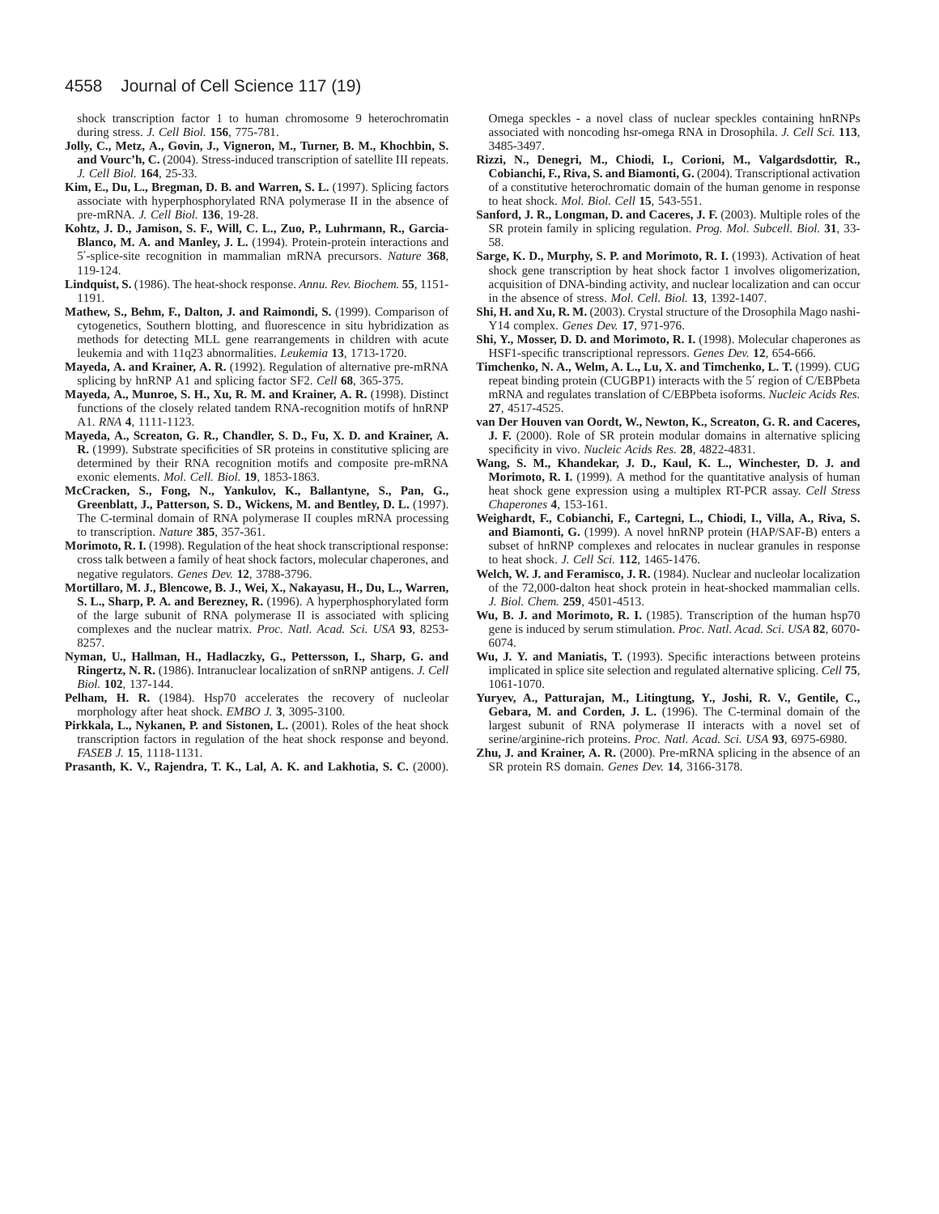shock transcription factor 1 to human chromosome 9 heterochromatin during stress. *J. Cell Biol.* **156**, 775-781.

**Jolly, C., Metz, A., Govin, J., Vigneron, M., Turner, B. M., Khochbin, S. and Vourc'h, C.** (2004). Stress-induced transcription of satellite III repeats. *J. Cell Biol.* **164**, 25-33.

**Kim, E., Du, L., Bregman, D. B. and Warren, S. L.** (1997). Splicing factors associate with hyperphosphorylated RNA polymerase II in the absence of pre-mRNA. *J. Cell Biol.* **136**, 19-28.

**Kohtz, J. D., Jamison, S. F., Will, C. L., Zuo, P., Luhrmann, R., Garcia-Blanco, M. A. and Manley, J. L.** (1994). Protein-protein interactions and 5′-splice-site recognition in mammalian mRNA precursors. *Nature* **368**, 119-124.

**Lindquist, S.** (1986). The heat-shock response. *Annu. Rev. Biochem.* **55**, 1151-1191.

**Mathew, S., Behm, F., Dalton, J. and Raimondi, S.** (1999). Comparison of cytogenetics, Southern blotting, and fluorescence in situ hybridization as methods for detecting MLL gene rearrangements in children with acute leukemia and with 11q23 abnormalities. *Leukemia* **13**, 1713-1720.

**Mayeda, A. and Krainer, A. R.** (1992). Regulation of alternative pre-mRNA splicing by hnRNP A1 and splicing factor SF2. *Cell* **68**, 365-375.

**Mayeda, A., Munroe, S. H., Xu, R. M. and Krainer, A. R.** (1998). Distinct functions of the closely related tandem RNA-recognition motifs of hnRNP A1. *RNA* **4**, 1111-1123.

**Mayeda, A., Screaton, G. R., Chandler, S. D., Fu, X. D. and Krainer, A. R.** (1999). Substrate specificities of SR proteins in constitutive splicing are determined by their RNA recognition motifs and composite pre-mRNA exonic elements. *Mol. Cell. Biol.* **19**, 1853-1863.

**McCracken, S., Fong, N., Yankulov, K., Ballantyne, S., Pan, G., Greenblatt, J., Patterson, S. D., Wickens, M. and Bentley, D. L.** (1997). The C-terminal domain of RNA polymerase II couples mRNA processing to transcription. *Nature* **385**, 357-361.

**Morimoto, R. I.** (1998). Regulation of the heat shock transcriptional response: cross talk between a family of heat shock factors, molecular chaperones, and negative regulators. *Genes Dev.* **12**, 3788-3796.

**Mortillaro, M. J., Blencowe, B. J., Wei, X., Nakayasu, H., Du, L., Warren, S. L., Sharp, P. A. and Berezney, R.** (1996). A hyperphosphorylated form of the large subunit of RNA polymerase II is associated with splicing complexes and the nuclear matrix. *Proc. Natl. Acad. Sci. USA* **93**, 8253-8257.

**Nyman, U., Hallman, H., Hadlaczky, G., Pettersson, I., Sharp, G. and Ringertz, N. R.** (1986). Intranuclear localization of snRNP antigens. *J. Cell Biol.* **102**, 137-144.

**Pelham, H. R.** (1984). Hsp70 accelerates the recovery of nucleolar morphology after heat shock. *EMBO J.* **3**, 3095-3100.

**Pirkkala, L., Nykanen, P. and Sistonen, L.** (2001). Roles of the heat shock transcription factors in regulation of the heat shock response and beyond. *FASEB J.* **15**, 1118-1131.

**Prasanth, K. V., Rajendra, T. K., Lal, A. K. and Lakhotia, S. C.** (2000). Omega speckles - a novel class of nuclear speckles containing hnRNPs associated with noncoding hsr-omega RNA in Drosophila. *J. Cell Sci.* **113**, 3485-3497.

**Rizzi, N., Denegri, M., Chiodi, I., Corioni, M., Valgardsdottir, R., Cobianchi, F., Riva, S. and Biamonti, G.** (2004). Transcriptional activation of a constitutive heterochromatic domain of the human genome in response to heat shock. *Mol. Biol. Cell* **15**, 543-551.

**Sanford, J. R., Longman, D. and Caceres, J. F.** (2003). Multiple roles of the SR protein family in splicing regulation. *Prog. Mol. Subcell. Biol.* **31**, 33-58.

**Sarge, K. D., Murphy, S. P. and Morimoto, R. I.** (1993). Activation of heat shock gene transcription by heat shock factor 1 involves oligomerization, acquisition of DNA-binding activity, and nuclear localization and can occur in the absence of stress. *Mol. Cell. Biol.* **13**, 1392-1407.

**Shi, H. and Xu, R. M.** (2003). Crystal structure of the Drosophila Mago nashi-Y14 complex. *Genes Dev.* **17**, 971-976.

**Shi, Y., Mosser, D. D. and Morimoto, R. I.** (1998). Molecular chaperones as HSF1-specific transcriptional repressors. *Genes Dev.* **12**, 654-666.

**Timchenko, N. A., Welm, A. L., Lu, X. and Timchenko, L. T.** (1999). CUG repeat binding protein (CUGBP1) interacts with the 5′ region of C/EBPbeta mRNA and regulates translation of C/EBPbeta isoforms. *Nucleic Acids Res.* **27**, 4517-4525.

**van Der Houven van Oordt, W., Newton, K., Screaton, G. R. and Caceres, J. F.** (2000). Role of SR protein modular domains in alternative splicing specificity in vivo. *Nucleic Acids Res.* **28**, 4822-4831.

**Wang, S. M., Khandekar, J. D., Kaul, K. L., Winchester, D. J. and Morimoto, R. I.** (1999). A method for the quantitative analysis of human heat shock gene expression using a multiplex RT-PCR assay. *Cell Stress Chaperones* **4**, 153-161.

**Weighardt, F., Cobianchi, F., Cartegni, L., Chiodi, I., Villa, A., Riva, S. and Biamonti, G.** (1999). A novel hnRNP protein (HAP/SAF-B) enters a subset of hnRNP complexes and relocates in nuclear granules in response to heat shock. *J. Cell Sci.* **112**, 1465-1476.

**Welch, W. J. and Feramisco, J. R.** (1984). Nuclear and nucleolar localization of the 72,000-dalton heat shock protein in heat-shocked mammalian cells. *J. Biol. Chem.* **259**, 4501-4513.

**Wu, B. J. and Morimoto, R. I.** (1985). Transcription of the human hsp70 gene is induced by serum stimulation. *Proc. Natl. Acad. Sci. USA* **82**, 6070-6074.

**Wu, J. Y. and Maniatis, T.** (1993). Specific interactions between proteins implicated in splice site selection and regulated alternative splicing. *Cell* **75**, 1061-1070.

**Yuryev, A., Patturajan, M., Litingtung, Y., Joshi, R. V., Gentile, C., Gebara, M. and Corden, J. L.** (1996). The C-terminal domain of the largest subunit of RNA polymerase II interacts with a novel set of serine/arginine-rich proteins. *Proc. Natl. Acad. Sci. USA* **93**, 6975-6980.

**Zhu, J. and Krainer, A. R.** (2000). Pre-mRNA splicing in the absence of an SR protein RS domain. *Genes Dev.* **14**, 3166-3178.